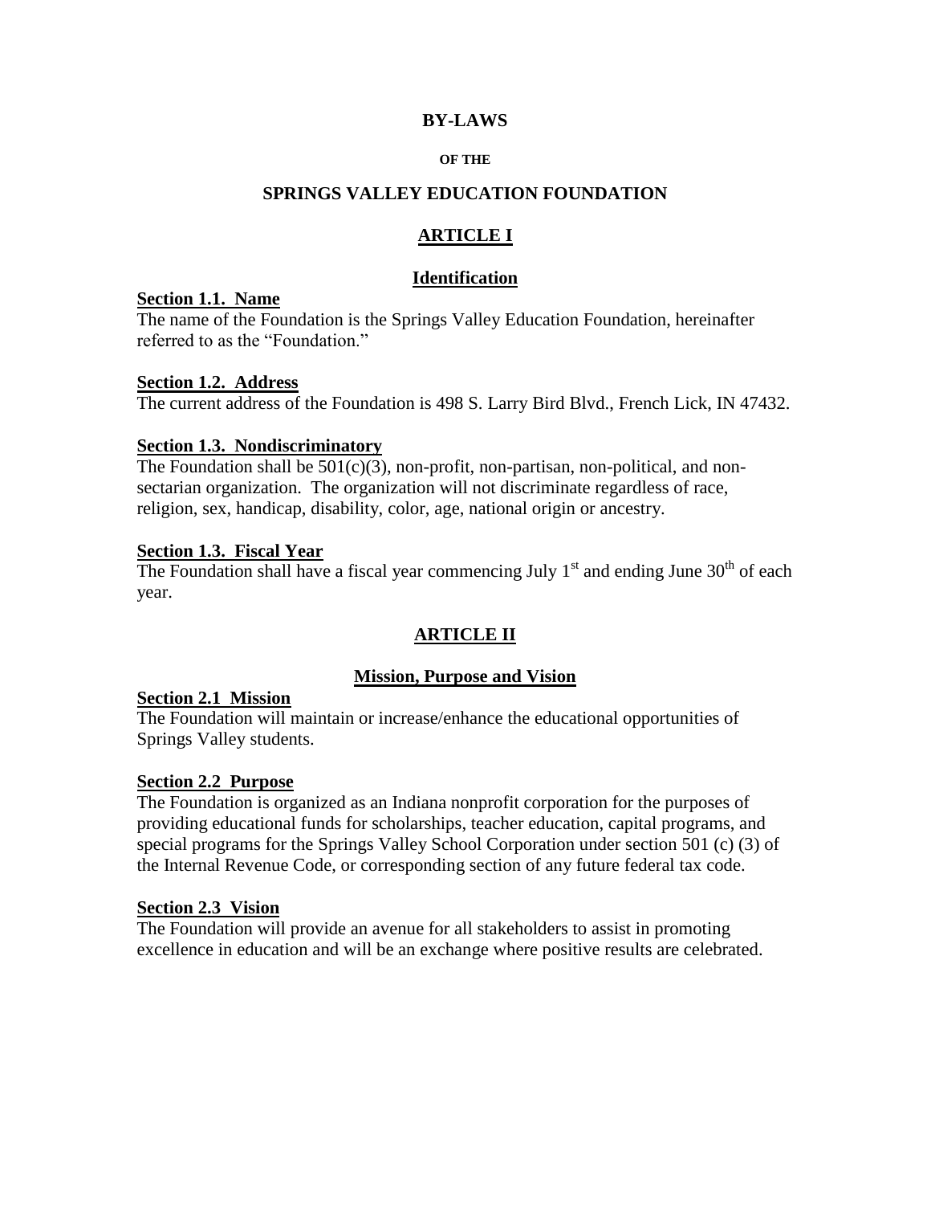# BY-LAWS

**OF THE**

## SPRINGS VALLEY EDUCATION FOUNDATION

## ARTICLE I

### Identification

**Section 1.1. Name**

The name of the Foundation is the Springs Valley Education Foundation, hereinafter referred to as the "Foundation."

**Section 1.2. Address**

The current address of the Foundation is 498 S. Larry Bird Blvd., French Lick, IN 47432.

**Section 1.3. Nondiscriminatory**

The Foundation shall be 501(c)(3), non-profit, non-partisan, non-political, and non-sectarian organization. The organization will not discriminate regardless of race, religion, sex, handicap, disability, color, age, national origin or ancestry.

**Section 1.3. Fiscal Year**

The Foundation shall have a fiscal year commencing July 1st and ending June 30th of each year.

## ARTICLE II

### Mission, Purpose and Vision

**Section 2.1 Mission**

The Foundation will maintain or increase/enhance the educational opportunities of Springs Valley students.

**Section 2.2 Purpose**

The Foundation is organized as an Indiana nonprofit corporation for the purposes of providing educational funds for scholarships, teacher education, capital programs, and special programs for the Springs Valley School Corporation under section 501 (c) (3) of the Internal Revenue Code, or corresponding section of any future federal tax code.

**Section 2.3 Vision**

The Foundation will provide an avenue for all stakeholders to assist in promoting excellence in education and will be an exchange where positive results are celebrated.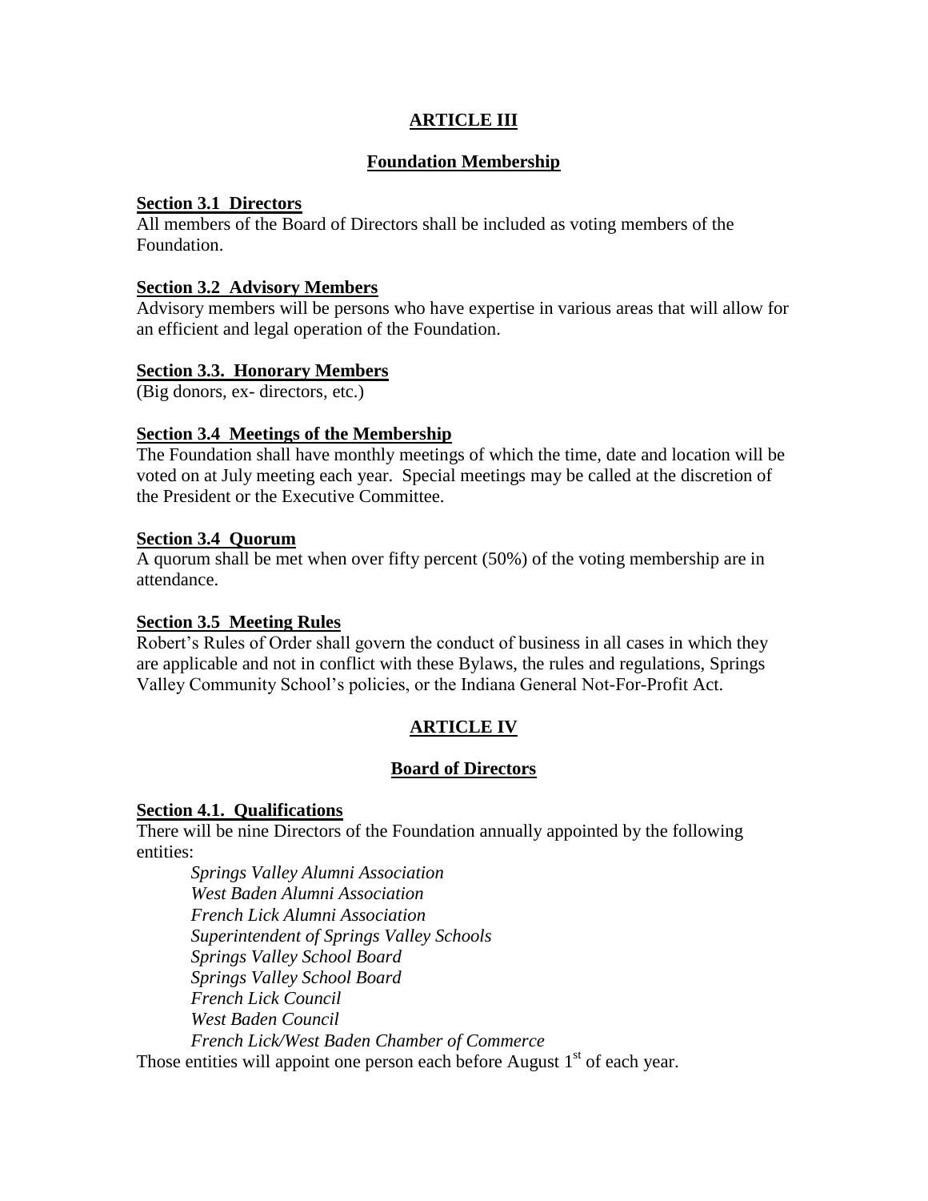## ARTICLE III

### Foundation Membership

**Section 3.1 Directors**

All members of the Board of Directors shall be included as voting members of the Foundation.

**Section 3.2 Advisory Members**

Advisory members will be persons who have expertise in various areas that will allow for an efficient and legal operation of the Foundation.

**Section 3.3. Honorary Members**

(Big donors, ex- directors, etc.)

**Section 3.4 Meetings of the Membership**

The Foundation shall have monthly meetings of which the time, date and location will be voted on at July meeting each year. Special meetings may be called at the discretion of the President or the Executive Committee.

**Section 3.4 Quorum**

A quorum shall be met when over fifty percent (50%) of the voting membership are in attendance.

**Section 3.5 Meeting Rules**

Robert's Rules of Order shall govern the conduct of business in all cases in which they are applicable and not in conflict with these Bylaws, the rules and regulations, Springs Valley Community School's policies, or the Indiana General Not-For-Profit Act.

## ARTICLE IV

### Board of Directors

**Section 4.1. Qualifications**

There will be nine Directors of the Foundation annually appointed by the following entities:

*Springs Valley Alumni Association*
*West Baden Alumni Association*
*French Lick Alumni Association*
*Superintendent of Springs Valley Schools*
*Springs Valley School Board*
*Springs Valley School Board*
*French Lick Council*
*West Baden Council*
*French Lick/West Baden Chamber of Commerce*

Those entities will appoint one person each before August 1st of each year.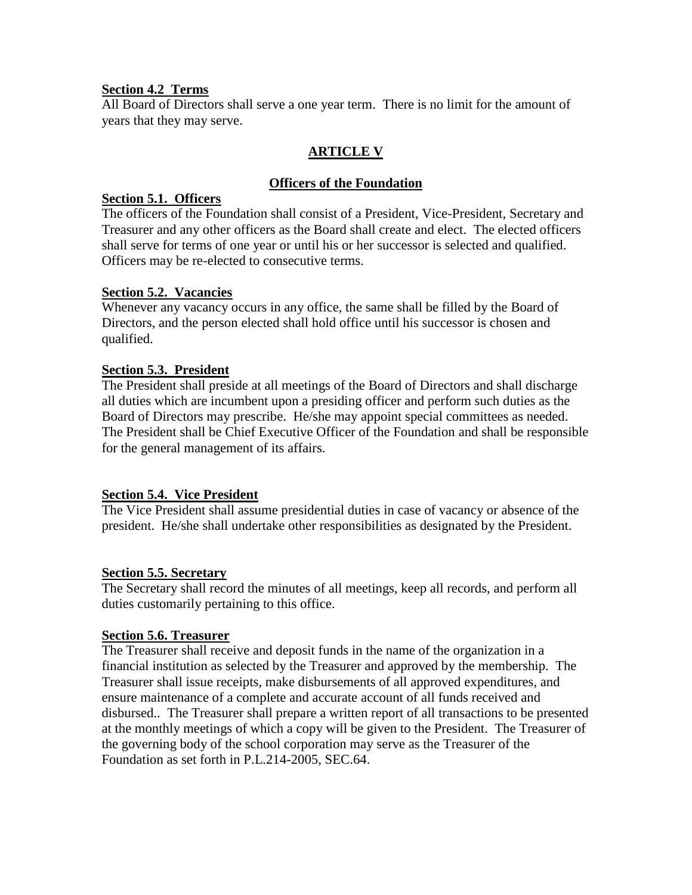**Section 4.2 Terms**

All Board of Directors shall serve a one year term. There is no limit for the amount of years that they may serve.

## ARTICLE V

### Officers of the Foundation

**Section 5.1. Officers**

The officers of the Foundation shall consist of a President, Vice-President, Secretary and Treasurer and any other officers as the Board shall create and elect. The elected officers shall serve for terms of one year or until his or her successor is selected and qualified. Officers may be re-elected to consecutive terms.

**Section 5.2. Vacancies**

Whenever any vacancy occurs in any office, the same shall be filled by the Board of Directors, and the person elected shall hold office until his successor is chosen and qualified.

**Section 5.3. President**

The President shall preside at all meetings of the Board of Directors and shall discharge all duties which are incumbent upon a presiding officer and perform such duties as the Board of Directors may prescribe. He/she may appoint special committees as needed. The President shall be Chief Executive Officer of the Foundation and shall be responsible for the general management of its affairs.

**Section 5.4. Vice President**

The Vice President shall assume presidential duties in case of vacancy or absence of the president. He/she shall undertake other responsibilities as designated by the President.

**Section 5.5. Secretary**

The Secretary shall record the minutes of all meetings, keep all records, and perform all duties customarily pertaining to this office.

**Section 5.6. Treasurer**

The Treasurer shall receive and deposit funds in the name of the organization in a financial institution as selected by the Treasurer and approved by the membership. The Treasurer shall issue receipts, make disbursements of all approved expenditures, and ensure maintenance of a complete and accurate account of all funds received and disbursed.. The Treasurer shall prepare a written report of all transactions to be presented at the monthly meetings of which a copy will be given to the President. The Treasurer of the governing body of the school corporation may serve as the Treasurer of the Foundation as set forth in P.L.214-2005, SEC.64.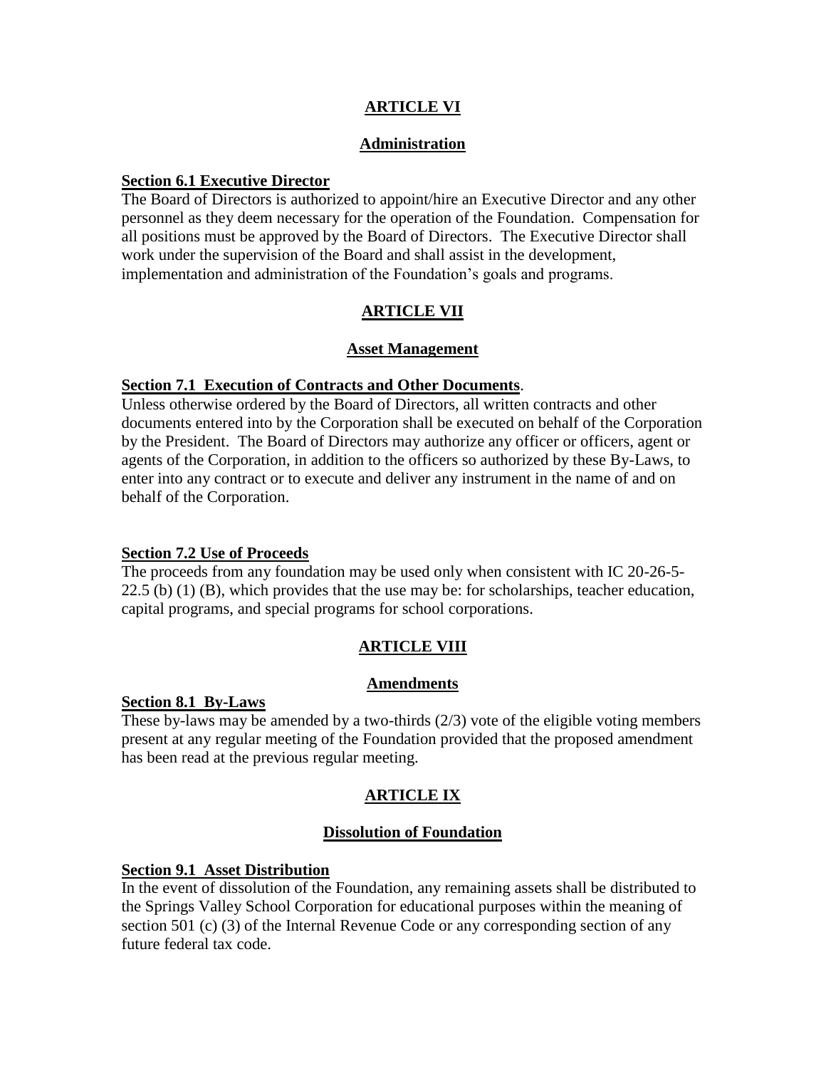## ARTICLE VI

### Administration

**Section 6.1 Executive Director**

The Board of Directors is authorized to appoint/hire an Executive Director and any other personnel as they deem necessary for the operation of the Foundation. Compensation for all positions must be approved by the Board of Directors. The Executive Director shall work under the supervision of the Board and shall assist in the development, implementation and administration of the Foundation's goals and programs.

## ARTICLE VII

### Asset Management

**Section 7.1 Execution of Contracts and Other Documents**.

Unless otherwise ordered by the Board of Directors, all written contracts and other documents entered into by the Corporation shall be executed on behalf of the Corporation by the President. The Board of Directors may authorize any officer or officers, agent or agents of the Corporation, in addition to the officers so authorized by these By-Laws, to enter into any contract or to execute and deliver any instrument in the name of and on behalf of the Corporation.

**Section 7.2 Use of Proceeds**

The proceeds from any foundation may be used only when consistent with IC 20-26-5-22.5 (b) (1) (B), which provides that the use may be: for scholarships, teacher education, capital programs, and special programs for school corporations.

## ARTICLE VIII

### Amendments

**Section 8.1 By-Laws**

These by-laws may be amended by a two-thirds (2/3) vote of the eligible voting members present at any regular meeting of the Foundation provided that the proposed amendment has been read at the previous regular meeting.

## ARTICLE IX

### Dissolution of Foundation

**Section 9.1 Asset Distribution**

In the event of dissolution of the Foundation, any remaining assets shall be distributed to the Springs Valley School Corporation for educational purposes within the meaning of section 501 (c) (3) of the Internal Revenue Code or any corresponding section of any future federal tax code.